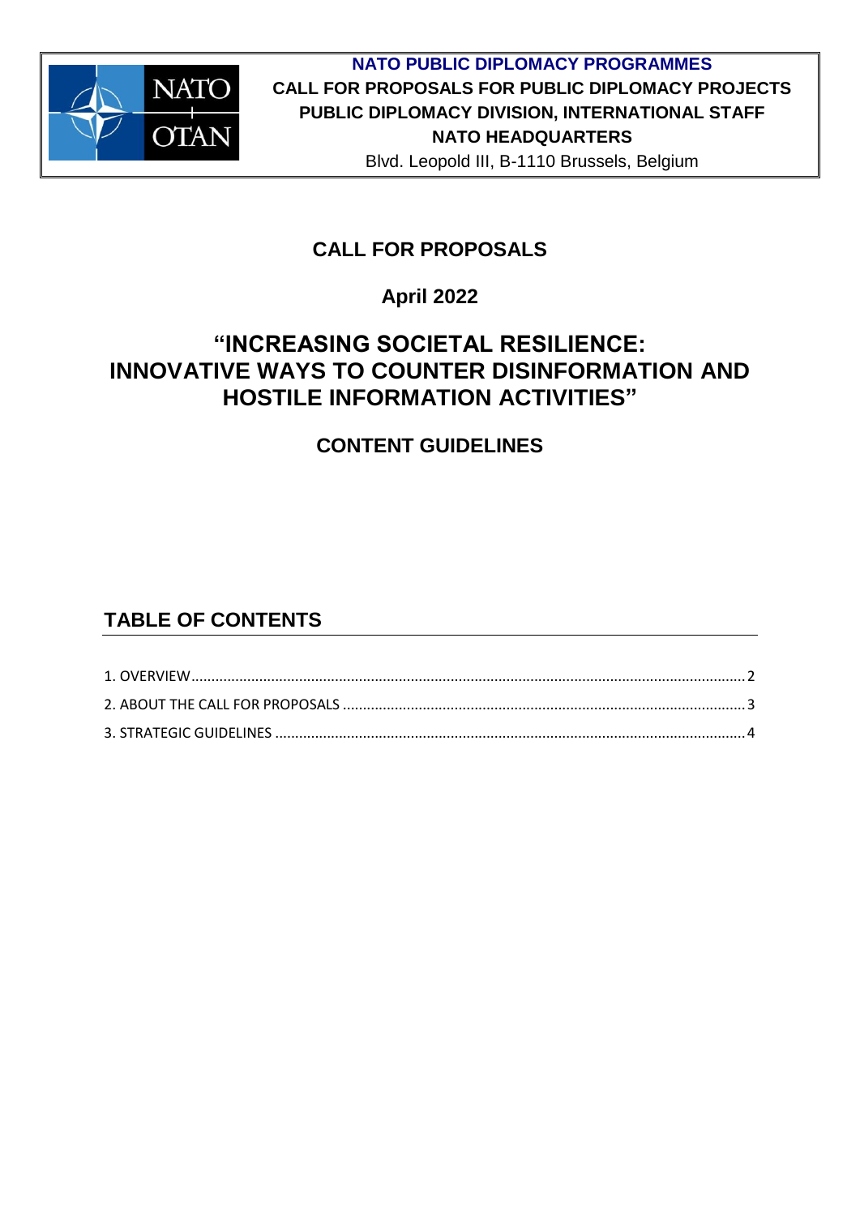**NATO PUBLIC DIPLOMACY PROGRAMMES**
**CALL FOR PROPOSALS FOR PUBLIC DIPLOMACY PROJECTS**
**PUBLIC DIPLOMACY DIVISION, INTERNATIONAL STAFF**
**NATO HEADQUARTERS**
Blvd. Leopold III, B-1110 Brussels, Belgium

# CALL FOR PROPOSALS

## April 2022

# "INCREASING SOCIETAL RESILIENCE: INNOVATIVE WAYS TO COUNTER DISINFORMATION AND HOSTILE INFORMATION ACTIVITIES"

## CONTENT GUIDELINES

## TABLE OF CONTENTS

1. OVERVIEW .......... 2
2. ABOUT THE CALL FOR PROPOSALS .......... 3
3. STRATEGIC GUIDELINES .......... 4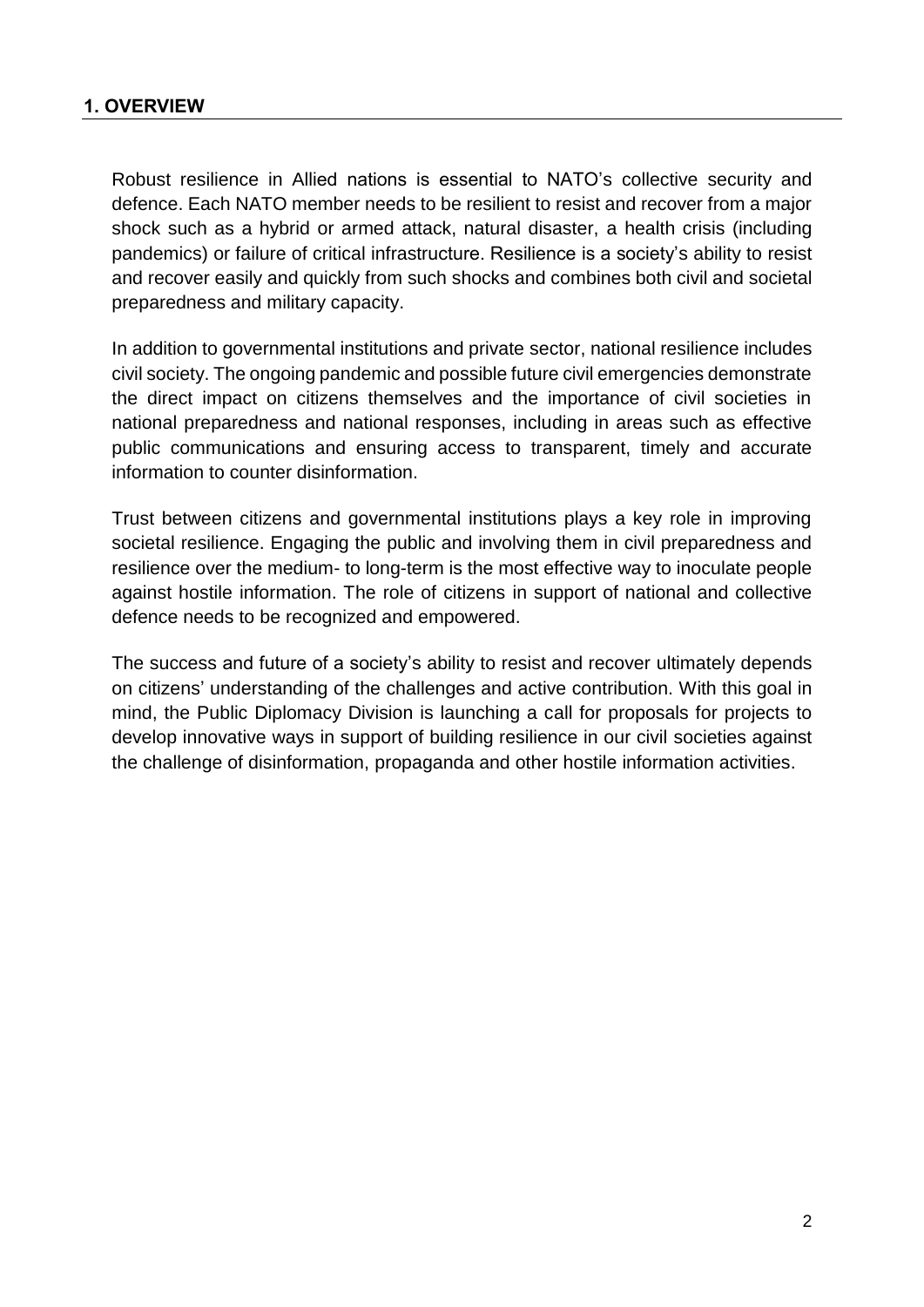## 1. OVERVIEW

Robust resilience in Allied nations is essential to NATO's collective security and defence. Each NATO member needs to be resilient to resist and recover from a major shock such as a hybrid or armed attack, natural disaster, a health crisis (including pandemics) or failure of critical infrastructure. Resilience is a society's ability to resist and recover easily and quickly from such shocks and combines both civil and societal preparedness and military capacity.

In addition to governmental institutions and private sector, national resilience includes civil society. The ongoing pandemic and possible future civil emergencies demonstrate the direct impact on citizens themselves and the importance of civil societies in national preparedness and national responses, including in areas such as effective public communications and ensuring access to transparent, timely and accurate information to counter disinformation.

Trust between citizens and governmental institutions plays a key role in improving societal resilience. Engaging the public and involving them in civil preparedness and resilience over the medium- to long-term is the most effective way to inoculate people against hostile information. The role of citizens in support of national and collective defence needs to be recognized and empowered.

The success and future of a society's ability to resist and recover ultimately depends on citizens' understanding of the challenges and active contribution. With this goal in mind, the Public Diplomacy Division is launching a call for proposals for projects to develop innovative ways in support of building resilience in our civil societies against the challenge of disinformation, propaganda and other hostile information activities.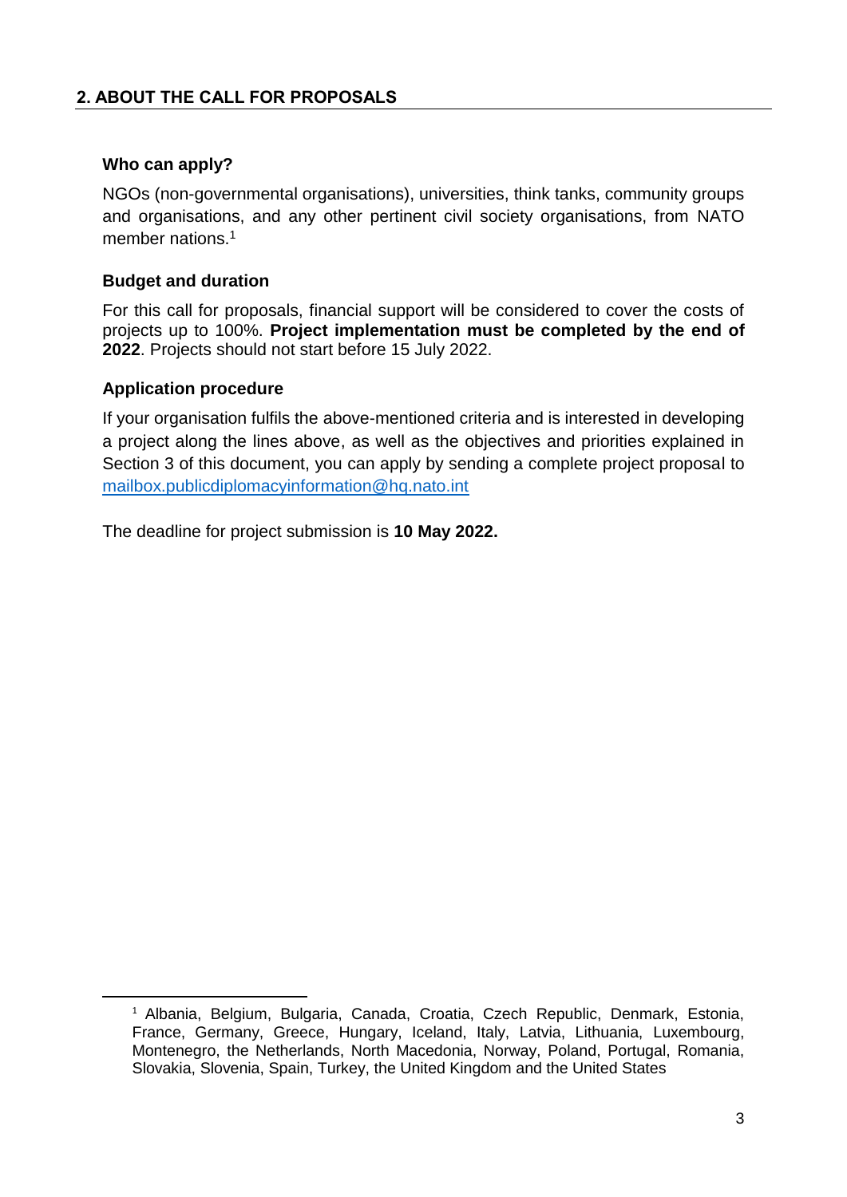## 2. ABOUT THE CALL FOR PROPOSALS

### Who can apply?

NGOs (non-governmental organisations), universities, think tanks, community groups and organisations, and any other pertinent civil society organisations, from NATO member nations.[1]

### Budget and duration

For this call for proposals, financial support will be considered to cover the costs of projects up to 100%. **Project implementation must be completed by the end of 2022**. Projects should not start before 15 July 2022.

### Application procedure

If your organisation fulfils the above-mentioned criteria and is interested in developing a project along the lines above, as well as the objectives and priorities explained in Section 3 of this document, you can apply by sending a complete project proposal to mailbox.publicdiplomacyinformation@hq.nato.int

The deadline for project submission is **10 May 2022.**

---

[1] Albania, Belgium, Bulgaria, Canada, Croatia, Czech Republic, Denmark, Estonia, France, Germany, Greece, Hungary, Iceland, Italy, Latvia, Lithuania, Luxembourg, Montenegro, the Netherlands, North Macedonia, Norway, Poland, Portugal, Romania, Slovakia, Slovenia, Spain, Turkey, the United Kingdom and the United States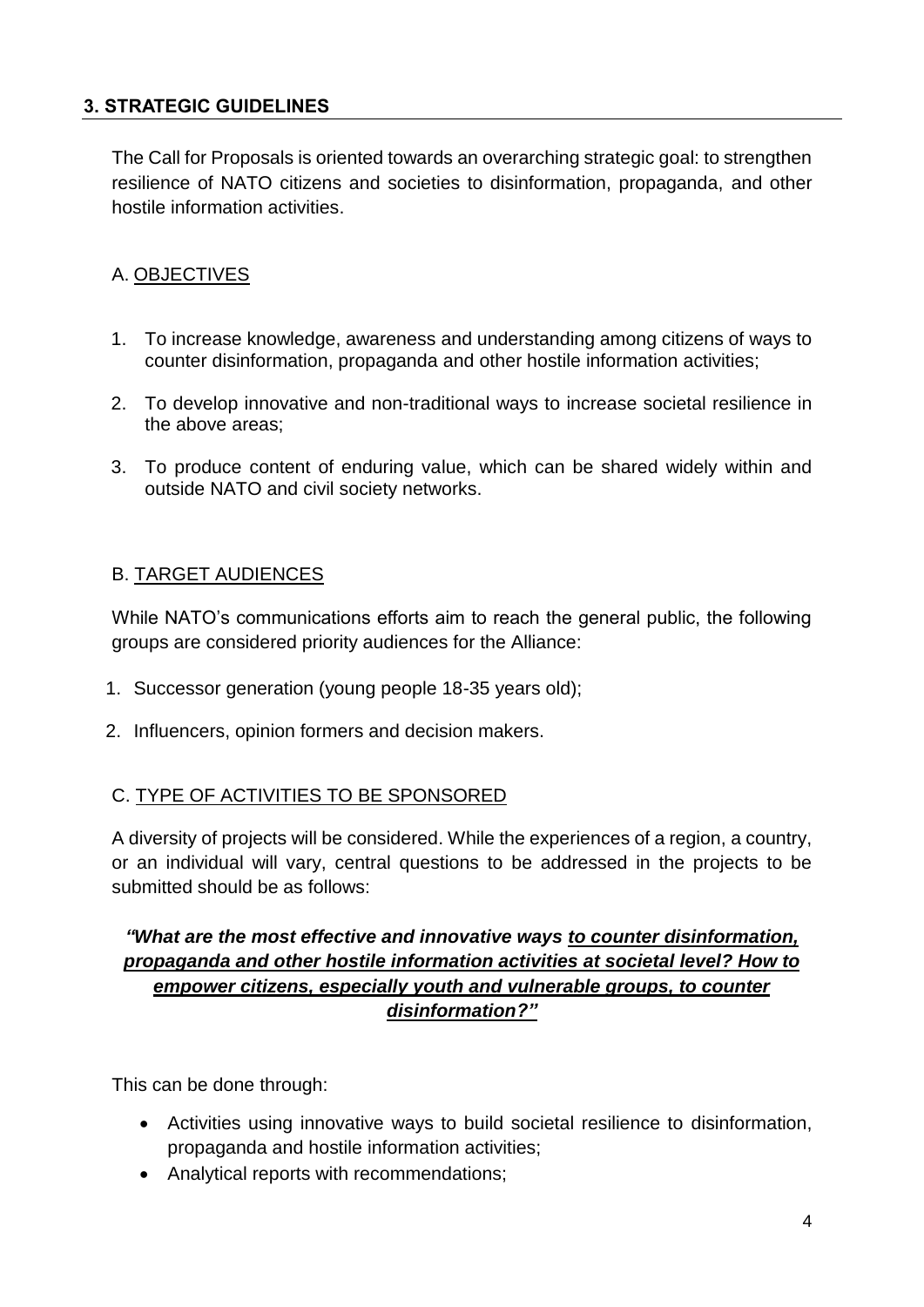## 3. STRATEGIC GUIDELINES

The Call for Proposals is oriented towards an overarching strategic goal: to strengthen resilience of NATO citizens and societies to disinformation, propaganda, and other hostile information activities.

### A. OBJECTIVES

1. To increase knowledge, awareness and understanding among citizens of ways to counter disinformation, propaganda and other hostile information activities;
2. To develop innovative and non-traditional ways to increase societal resilience in the above areas;
3. To produce content of enduring value, which can be shared widely within and outside NATO and civil society networks.

### B. TARGET AUDIENCES

While NATO's communications efforts aim to reach the general public, the following groups are considered priority audiences for the Alliance:

1. Successor generation (young people 18-35 years old);
2. Influencers, opinion formers and decision makers.

### C. TYPE OF ACTIVITIES TO BE SPONSORED

A diversity of projects will be considered. While the experiences of a region, a country, or an individual will vary, central questions to be addressed in the projects to be submitted should be as follows:

***"What are the most effective and innovative ways to counter disinformation, propaganda and other hostile information activities at societal level? How to empower citizens, especially youth and vulnerable groups, to counter disinformation?"***

This can be done through:

- Activities using innovative ways to build societal resilience to disinformation, propaganda and hostile information activities;
- Analytical reports with recommendations;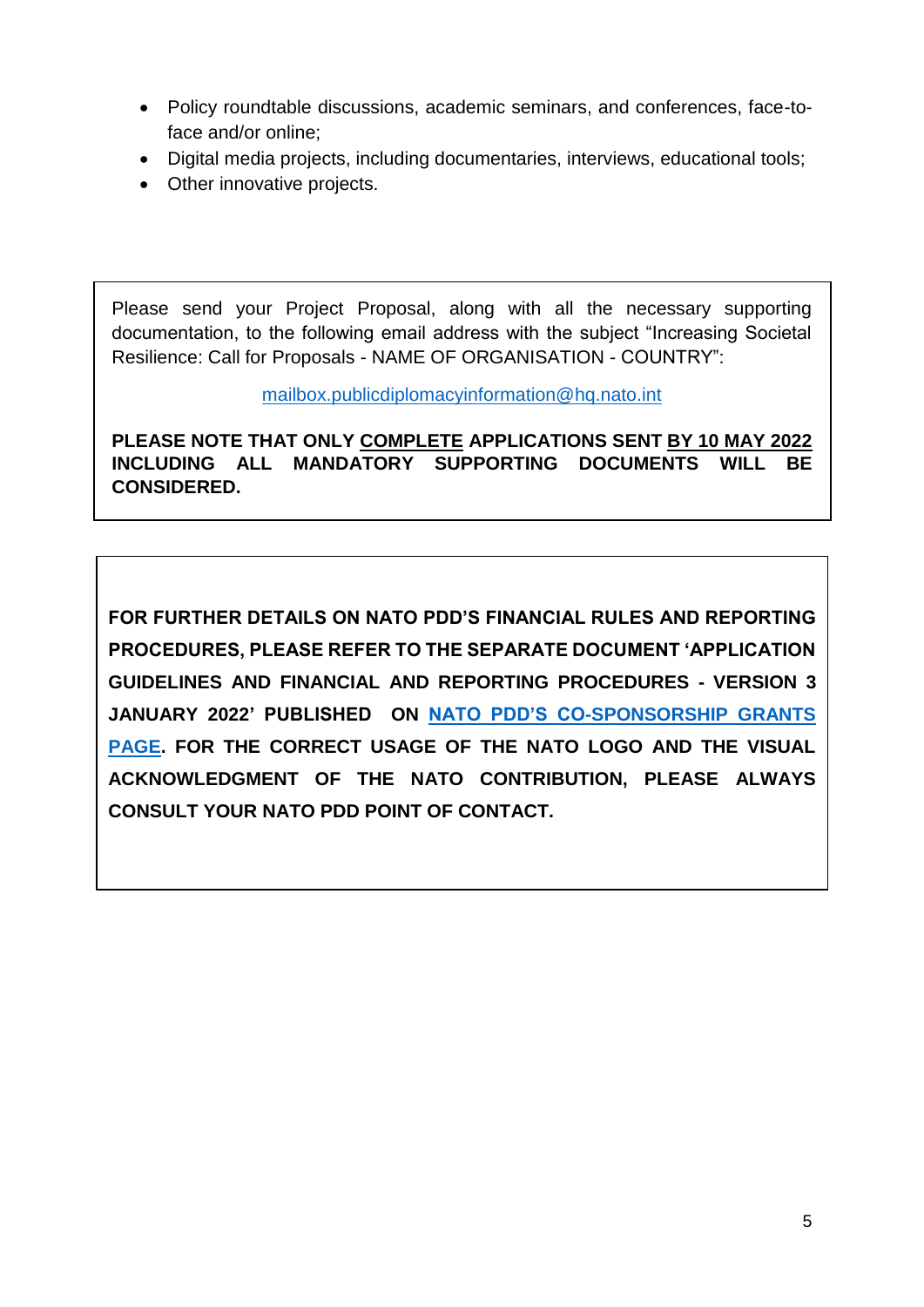- Policy roundtable discussions, academic seminars, and conferences, face-to-face and/or online;
- Digital media projects, including documentaries, interviews, educational tools;
- Other innovative projects.

Please send your Project Proposal, along with all the necessary supporting documentation, to the following email address with the subject "Increasing Societal Resilience: Call for Proposals - NAME OF ORGANISATION - COUNTRY":

mailbox.publicdiplomacyinformation@hq.nato.int

**PLEASE NOTE THAT ONLY COMPLETE APPLICATIONS SENT BY 10 MAY 2022 INCLUDING ALL MANDATORY SUPPORTING DOCUMENTS WILL BE CONSIDERED.**

**FOR FURTHER DETAILS ON NATO PDD'S FINANCIAL RULES AND REPORTING PROCEDURES, PLEASE REFER TO THE SEPARATE DOCUMENT 'APPLICATION GUIDELINES AND FINANCIAL AND REPORTING PROCEDURES - VERSION 3 JANUARY 2022' PUBLISHED ON NATO PDD'S CO-SPONSORSHIP GRANTS PAGE. FOR THE CORRECT USAGE OF THE NATO LOGO AND THE VISUAL ACKNOWLEDGMENT OF THE NATO CONTRIBUTION, PLEASE ALWAYS CONSULT YOUR NATO PDD POINT OF CONTACT.**